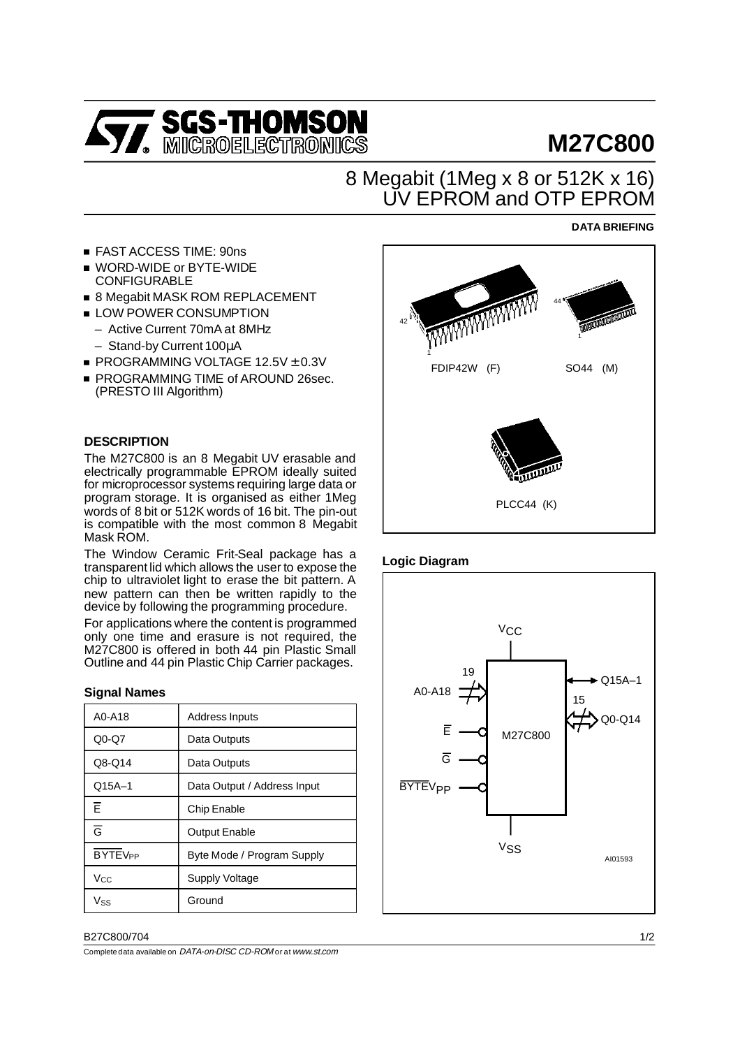# M27C800

## 8 Megabit (1Meg x 8 or 512K x 16) UV EPROM and OTP EPROM

**DATA BRIEFING**

- FAST ACCESS TIME: 90ns
- WORD-WIDE or BYTE-WIDE CONFIGURABLE
- 8 Megabit MASK ROM REPLACEMENT
- LOW POWER CONSUMPTION
  - Active Current 70mA at 8MHz
  - Stand-by Current 100µA
- PROGRAMMING VOLTAGE 12.5V ± 0.3V
- PROGRAMMING TIME of AROUND 26sec. (PRESTO III Algorithm)

FDIP42W (F) SO44 (M) PLCC44 (K)

### DESCRIPTION

The M27C800 is an 8 Megabit UV erasable and electrically programmable EPROM ideally suited for microprocessor systems requiring large data or program storage. It is organised as either 1Meg words of 8 bit or 512K words of 16 bit. The pin-out is compatible with the most common 8 Megabit Mask ROM.

The Window Ceramic Frit-Seal package has a transparent lid which allows the user to expose the chip to ultraviolet light to erase the bit pattern. A new pattern can then be written rapidly to the device by following the programming procedure.

For applications where the content is programmed only one time and erasure is not required, the M27C800 is offered in both 44 pin Plastic Small Outline and 44 pin Plastic Chip Carrier packages.

### Signal Names

| A0-A18 | Address Inputs |
|---|---|
| Q0-Q7 | Data Outputs |
| Q8-Q14 | Data Outputs |
| Q15A–1 | Data Output / Address Input |
| $\overline{E}$ | Chip Enable |
| $\overline{G}$ | Output Enable |
| $\overline{BYTE}V_{PP}$ | Byte Mode / Program Supply |
| $V_{CC}$ | Supply Voltage |
| $V_{SS}$ | Ground |

### Logic Diagram

$V_{CC}$, A0-A18 (19), $\overline{E}$, $\overline{G}$, $\overline{BYTE}V_{PP}$, M27C800, Q15A–1, Q0-Q14 (15), $V_{SS}$

AI01593

B27C800/704

Complete data available on *DATA-on-DISC CD-ROM* or at *www.st.com*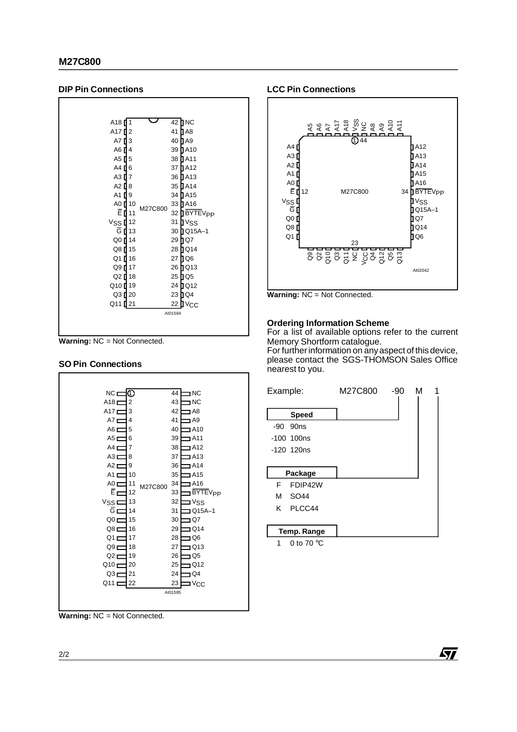## DIP Pin Connections

| | | | | | |
|---|---|---|---|---|---|
| A18 | 1 | | | 42 | NC |
| A17 | 2 | | | 41 | A8 |
| A7 | 3 | | | 40 | A9 |
| A6 | 4 | | | 39 | A10 |
| A5 | 5 | | | 38 | A11 |
| A4 | 6 | | | 37 | A12 |
| A3 | 7 | | | 36 | A13 |
| A2 | 8 | | | 35 | A14 |
| A1 | 9 | | | 34 | A15 |
| A0 | 10 | M27C800 | | 33 | A16 |
| $\overline{E}$ | 11 | | | 32 | $\overline{BYTE}V_{PP}$ |
| $V_{SS}$ | 12 | | | 31 | $V_{SS}$ |
| $\overline{G}$ | 13 | | | 30 | Q15A–1 |
| Q0 | 14 | | | 29 | Q7 |
| Q8 | 15 | | | 28 | Q14 |
| Q1 | 16 | | | 27 | Q6 |
| Q9 | 17 | | | 26 | Q13 |
| Q2 | 18 | | | 25 | Q5 |
| Q10 | 19 | | | 24 | Q12 |
| Q3 | 20 | | | 23 | Q4 |
| Q11 | 21 | | | 22 | $V_{CC}$ |

AI01594

**Warning:** NC = Not Connected.

## SO Pin Connections

| | | | | | |
|---|---|---|---|---|---|
| NC | 1 | | | 44 | NC |
| A18 | 2 | | | 43 | NC |
| A17 | 3 | | | 42 | A8 |
| A7 | 4 | | | 41 | A9 |
| A6 | 5 | | | 40 | A10 |
| A5 | 6 | | | 39 | A11 |
| A4 | 7 | | | 38 | A12 |
| A3 | 8 | | | 37 | A13 |
| A2 | 9 | | | 36 | A14 |
| A1 | 10 | | | 35 | A15 |
| A0 | 11 | M27C800 | | 34 | A16 |
| $\overline{E}$ | 12 | | | 33 | $\overline{BYTE}V_{PP}$ |
| $V_{SS}$ | 13 | | | 32 | $V_{SS}$ |
| $\overline{G}$ | 14 | | | 31 | Q15A–1 |
| Q0 | 15 | | | 30 | Q7 |
| Q8 | 16 | | | 29 | Q14 |
| Q1 | 17 | | | 28 | Q6 |
| Q9 | 18 | | | 27 | Q13 |
| Q2 | 19 | | | 26 | Q5 |
| Q10 | 20 | | | 25 | Q12 |
| Q3 | 21 | | | 24 | Q4 |
| Q11 | 22 | | | 23 | $V_{CC}$ |

AI01595

**Warning:** NC = Not Connected.

## LCC Pin Connections

Top: A5, A6, A7, A17, A18, $V_{SS}$, NC, A8, A9, A10, A11 (pin 1, 44)

Left: A4, A3, A2, A1, A0, $\overline{E}$ (12), $V_{SS}$, $\overline{G}$, Q0, Q8, Q1

M27C800

Right: A12, A13, A14, A15, A16, $\overline{BYTE}V_{PP}$ (34), $V_{SS}$, Q15A–1, Q7, Q14, Q6

Bottom: Q9, Q2, Q10, Q3, Q11, NC, $V_{CC}$, Q4, Q12, Q5, Q13 (23)

AI02042

**Warning:** NC = Not Connected.

## Ordering Information Scheme

For a list of available options refer to the current Memory Shortform catalogue.

For further information on any aspect of this device, please contact the SGS-THOMSON Sales Office nearest to you.

Example: M27C800 -90 M 1

**Speed**

- -90 90ns
- -100 100ns
- -120 120ns

**Package**

- F FDIP42W
- M SO44
- K PLCC44

**Temp. Range**

- 1 0 to 70 °C